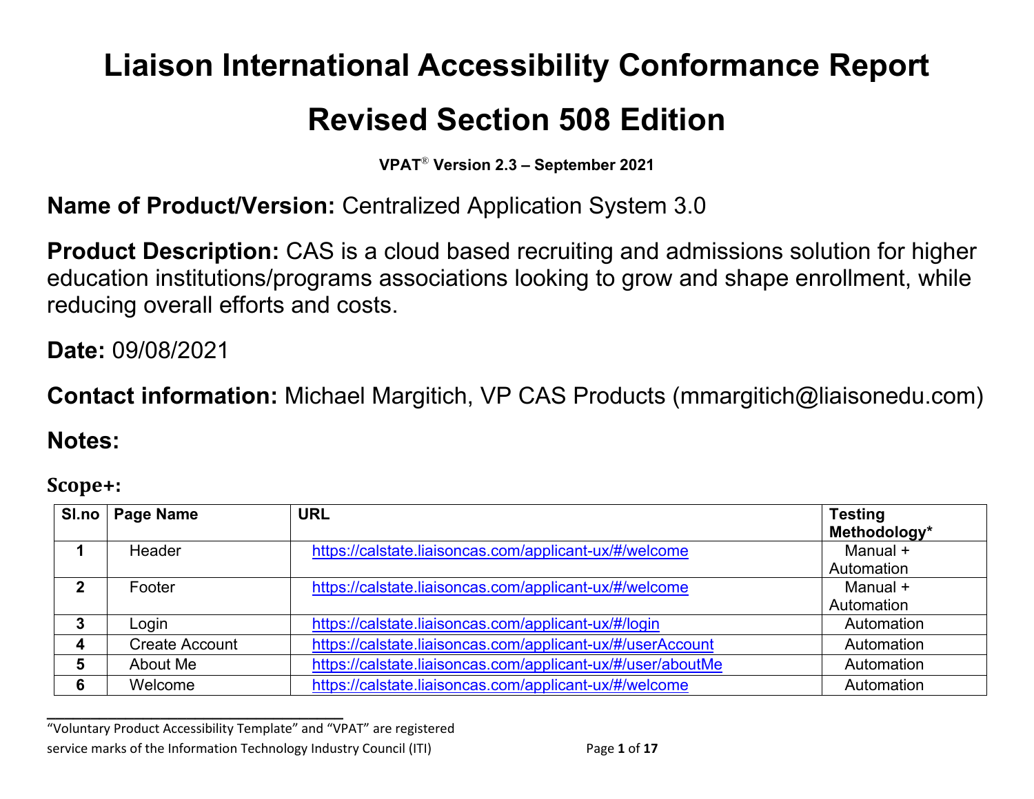# Liaison International Accessibility Conformance Report

# Revised Section 508 Edition

**VPAT® Version 2.3 – September 2021**

**Name of Product/Version:** Centralized Application System 3.0

**Product Description:** CAS is a cloud based recruiting and admissions solution for higher education institutions/programs associations looking to grow and shape enrollment, while reducing overall efforts and costs.

**Date:** 09/08/2021

**Contact information:** Michael Margitich, VP CAS Products (mmargitich@liaisonedu.com)

## Notes:

### Scope+:

| Sl.no | Page Name | URL | Testing Methodology* |
|---|---|---|---|
| 1 | Header | https://calstate.liaisoncas.com/applicant-ux/#/welcome | Manual + Automation |
| 2 | Footer | https://calstate.liaisoncas.com/applicant-ux/#/welcome | Manual + Automation |
| 3 | Login | https://calstate.liaisoncas.com/applicant-ux/#/login | Automation |
| 4 | Create Account | https://calstate.liaisoncas.com/applicant-ux/#/userAccount | Automation |
| 5 | About Me | https://calstate.liaisoncas.com/applicant-ux/#/user/aboutMe | Automation |
| 6 | Welcome | https://calstate.liaisoncas.com/applicant-ux/#/welcome | Automation |

---

"Voluntary Product Accessibility Template" and "VPAT" are registered service marks of the Information Technology Industry Council (ITI)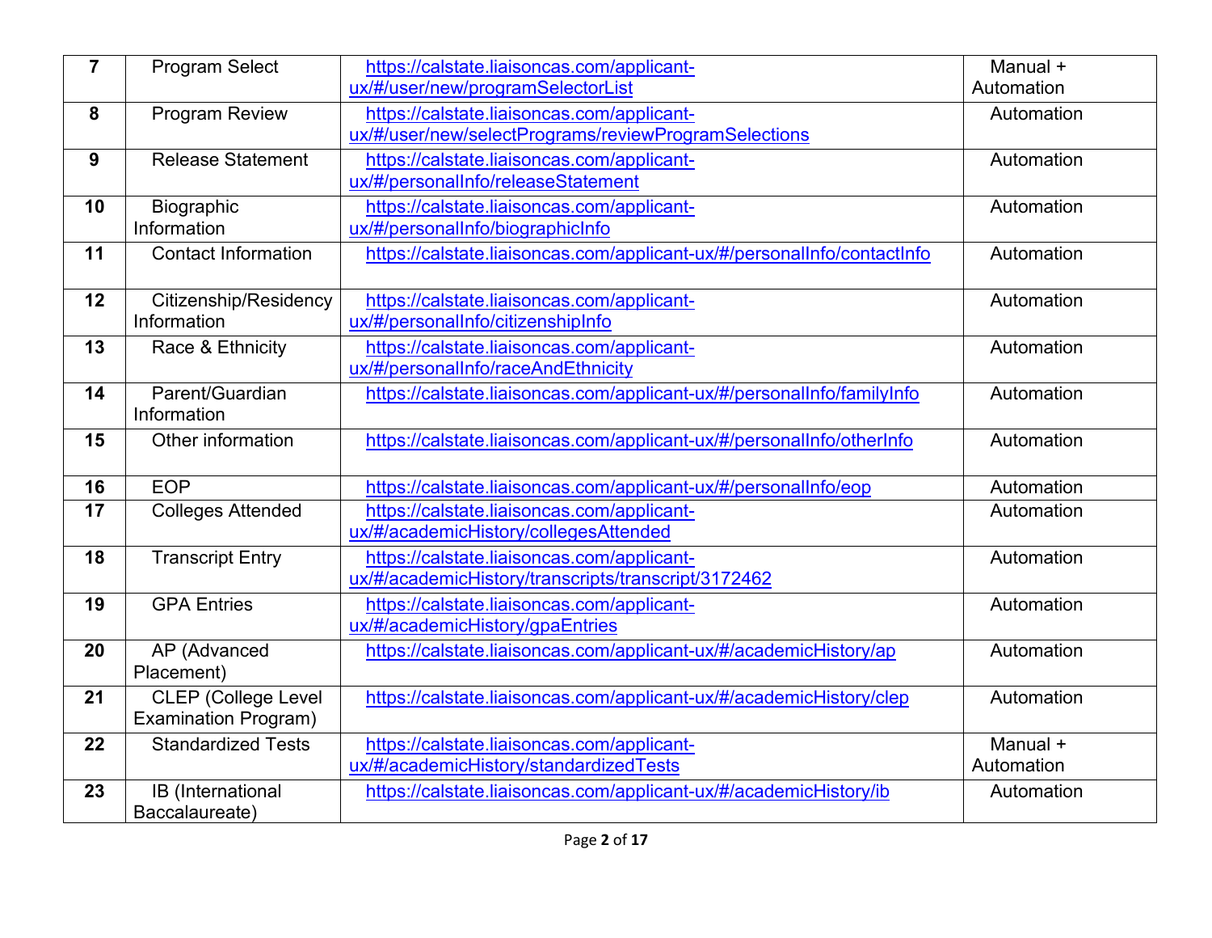| 7 | Program Select | https://calstate.liaisoncas.com/applicant-ux/#/user/new/programSelectorList | Manual + Automation |
|---|---|---|---|
| 8 | Program Review | https://calstate.liaisoncas.com/applicant-ux/#/user/new/selectPrograms/reviewProgramSelections | Automation |
| 9 | Release Statement | https://calstate.liaisoncas.com/applicant-ux/#/personalInfo/releaseStatement | Automation |
| 10 | Biographic Information | https://calstate.liaisoncas.com/applicant-ux/#/personalInfo/biographicInfo | Automation |
| 11 | Contact Information | https://calstate.liaisoncas.com/applicant-ux/#/personalInfo/contactInfo | Automation |
| 12 | Citizenship/Residency Information | https://calstate.liaisoncas.com/applicant-ux/#/personalInfo/citizenshipInfo | Automation |
| 13 | Race & Ethnicity | https://calstate.liaisoncas.com/applicant-ux/#/personalInfo/raceAndEthnicity | Automation |
| 14 | Parent/Guardian Information | https://calstate.liaisoncas.com/applicant-ux/#/personalInfo/familyInfo | Automation |
| 15 | Other information | https://calstate.liaisoncas.com/applicant-ux/#/personalInfo/otherInfo | Automation |
| 16 | EOP | https://calstate.liaisoncas.com/applicant-ux/#/personalInfo/eop | Automation |
| 17 | Colleges Attended | https://calstate.liaisoncas.com/applicant-ux/#/academicHistory/collegesAttended | Automation |
| 18 | Transcript Entry | https://calstate.liaisoncas.com/applicant-ux/#/academicHistory/transcripts/transcript/3172462 | Automation |
| 19 | GPA Entries | https://calstate.liaisoncas.com/applicant-ux/#/academicHistory/gpaEntries | Automation |
| 20 | AP (Advanced Placement) | https://calstate.liaisoncas.com/applicant-ux/#/academicHistory/ap | Automation |
| 21 | CLEP (College Level Examination Program) | https://calstate.liaisoncas.com/applicant-ux/#/academicHistory/clep | Automation |
| 22 | Standardized Tests | https://calstate.liaisoncas.com/applicant-ux/#/academicHistory/standardizedTests | Manual + Automation |
| 23 | IB (International Baccalaureate) | https://calstate.liaisoncas.com/applicant-ux/#/academicHistory/ib | Automation |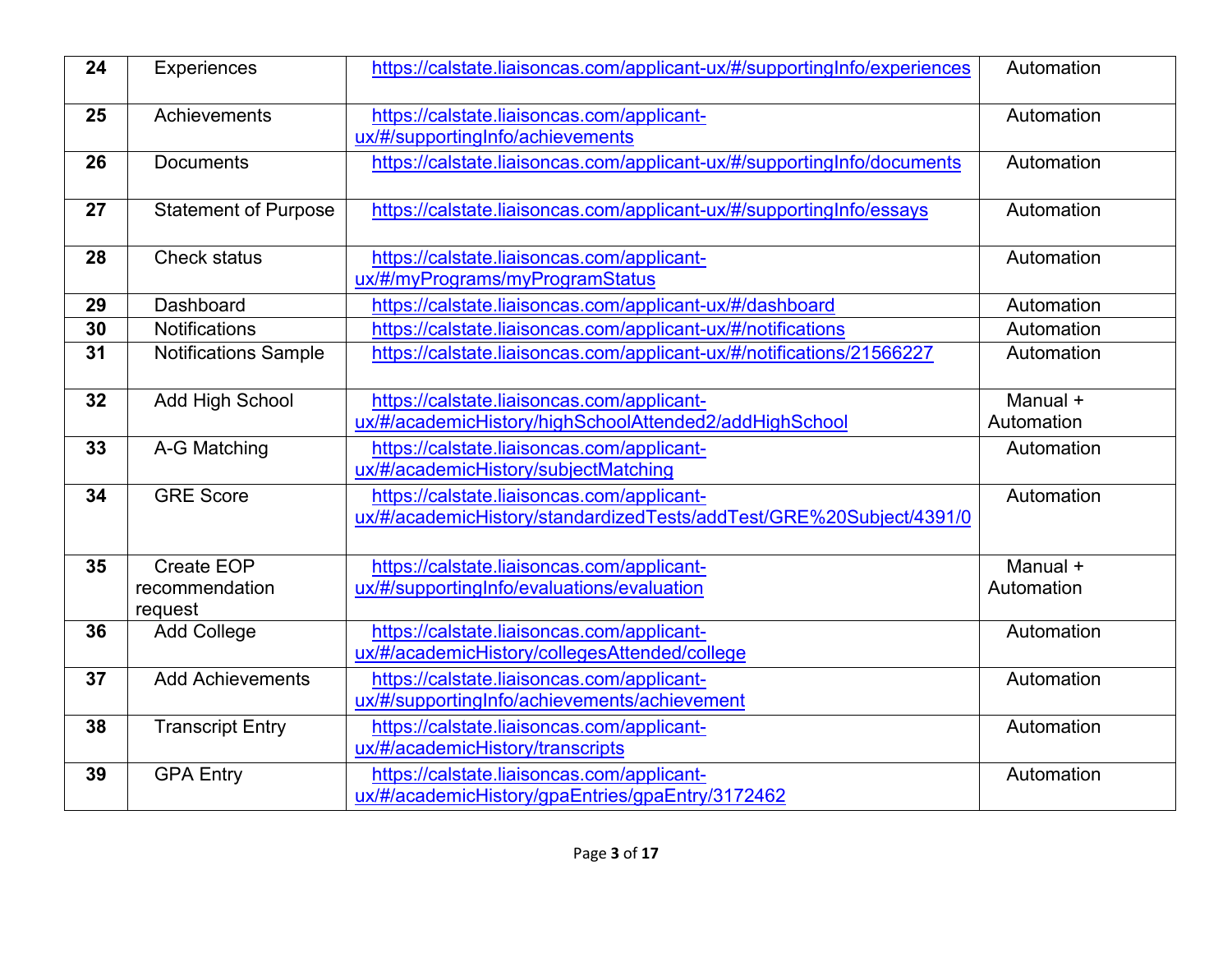| 24 | Experiences | https://calstate.liaisoncas.com/applicant-ux/#/supportingInfo/experiences | Automation |
|---|---|---|---|
| 25 | Achievements | https://calstate.liaisoncas.com/applicant-ux/#/supportingInfo/achievements | Automation |
| 26 | Documents | https://calstate.liaisoncas.com/applicant-ux/#/supportingInfo/documents | Automation |
| 27 | Statement of Purpose | https://calstate.liaisoncas.com/applicant-ux/#/supportingInfo/essays | Automation |
| 28 | Check status | https://calstate.liaisoncas.com/applicant-ux/#/myPrograms/myProgramStatus | Automation |
| 29 | Dashboard | https://calstate.liaisoncas.com/applicant-ux/#/dashboard | Automation |
| 30 | Notifications | https://calstate.liaisoncas.com/applicant-ux/#/notifications | Automation |
| 31 | Notifications Sample | https://calstate.liaisoncas.com/applicant-ux/#/notifications/21566227 | Automation |
| 32 | Add High School | https://calstate.liaisoncas.com/applicant-ux/#/academicHistory/highSchoolAttended2/addHighSchool | Manual + Automation |
| 33 | A-G Matching | https://calstate.liaisoncas.com/applicant-ux/#/academicHistory/subjectMatching | Automation |
| 34 | GRE Score | https://calstate.liaisoncas.com/applicant-ux/#/academicHistory/standardizedTests/addTest/GRE%20Subject/4391/0 | Automation |
| 35 | Create EOP recommendation request | https://calstate.liaisoncas.com/applicant-ux/#/supportingInfo/evaluations/evaluation | Manual + Automation |
| 36 | Add College | https://calstate.liaisoncas.com/applicant-ux/#/academicHistory/collegesAttended/college | Automation |
| 37 | Add Achievements | https://calstate.liaisoncas.com/applicant-ux/#/supportingInfo/achievements/achievement | Automation |
| 38 | Transcript Entry | https://calstate.liaisoncas.com/applicant-ux/#/academicHistory/transcripts | Automation |
| 39 | GPA Entry | https://calstate.liaisoncas.com/applicant-ux/#/academicHistory/gpaEntries/gpaEntry/3172462 | Automation |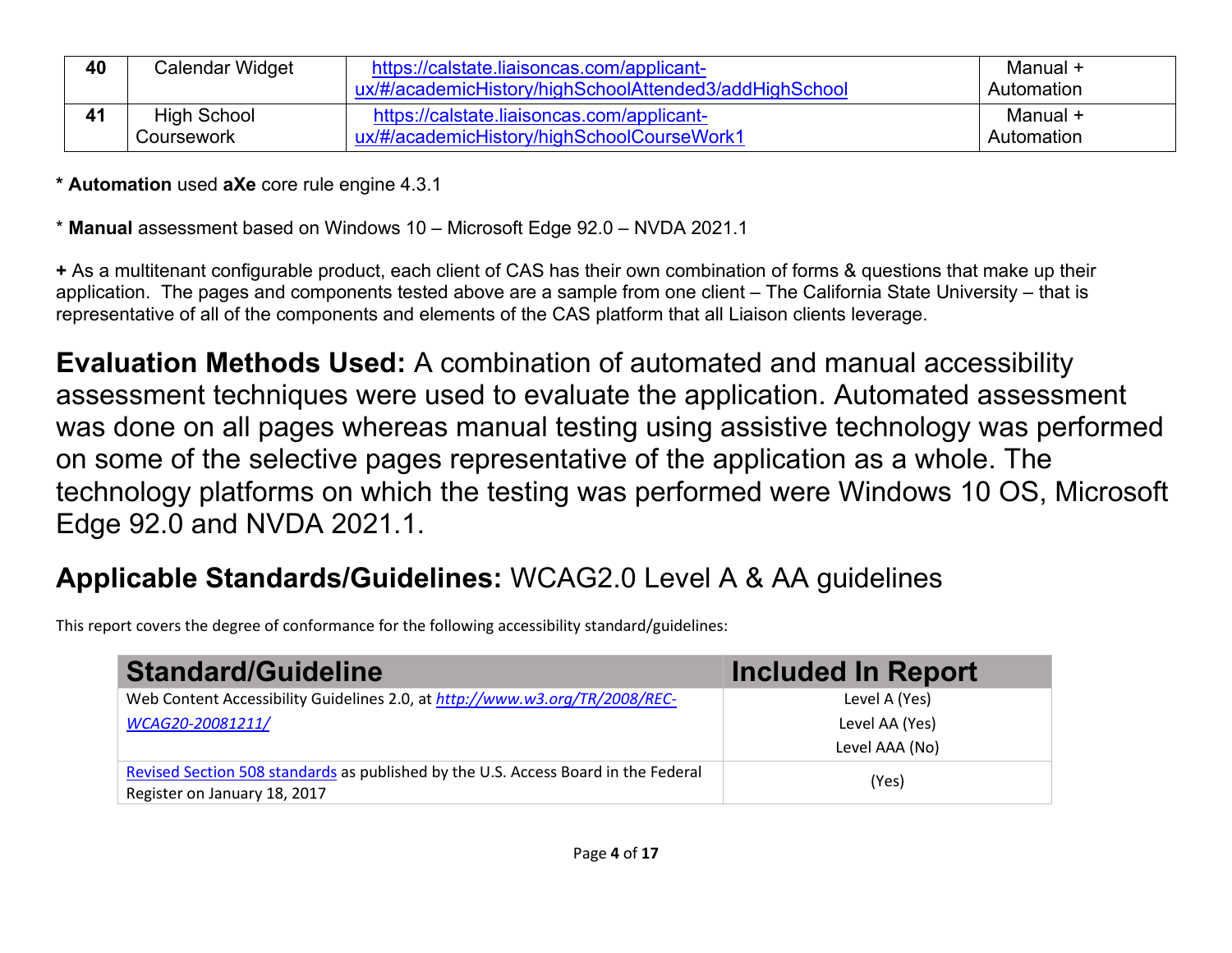| 40 | Calendar Widget | https://calstate.liaisoncas.com/applicant-ux/#/academicHistory/highSchoolAttended3/addHighSchool | Manual + Automation |
|---|---|---|---|
| 41 | High School Coursework | https://calstate.liaisoncas.com/applicant-ux/#/academicHistory/highSchoolCourseWork1 | Manual + Automation |

* **Automation** used **aXe** core rule engine 4.3.1

* **Manual** assessment based on Windows 10 – Microsoft Edge 92.0 – NVDA 2021.1

**+** As a multitenant configurable product, each client of CAS has their own combination of forms & questions that make up their application. The pages and components tested above are a sample from one client – The California State University – that is representative of all of the components and elements of the CAS platform that all Liaison clients leverage.

## **Evaluation Methods Used:** A combination of automated and manual accessibility assessment techniques were used to evaluate the application. Automated assessment was done on all pages whereas manual testing using assistive technology was performed on some of the selective pages representative of the application as a whole. The technology platforms on which the testing was performed were Windows 10 OS, Microsoft Edge 92.0 and NVDA 2021.1.

## **Applicable Standards/Guidelines:** WCAG2.0 Level A & AA guidelines

This report covers the degree of conformance for the following accessibility standard/guidelines:

| Standard/Guideline | Included In Report |
|---|---|
| Web Content Accessibility Guidelines 2.0, at *http://www.w3.org/TR/2008/REC-WCAG20-20081211/* | Level A (Yes)<br>Level AA (Yes)<br>Level AAA (No) |
| Revised Section 508 standards as published by the U.S. Access Board in the Federal Register on January 18, 2017 | (Yes) |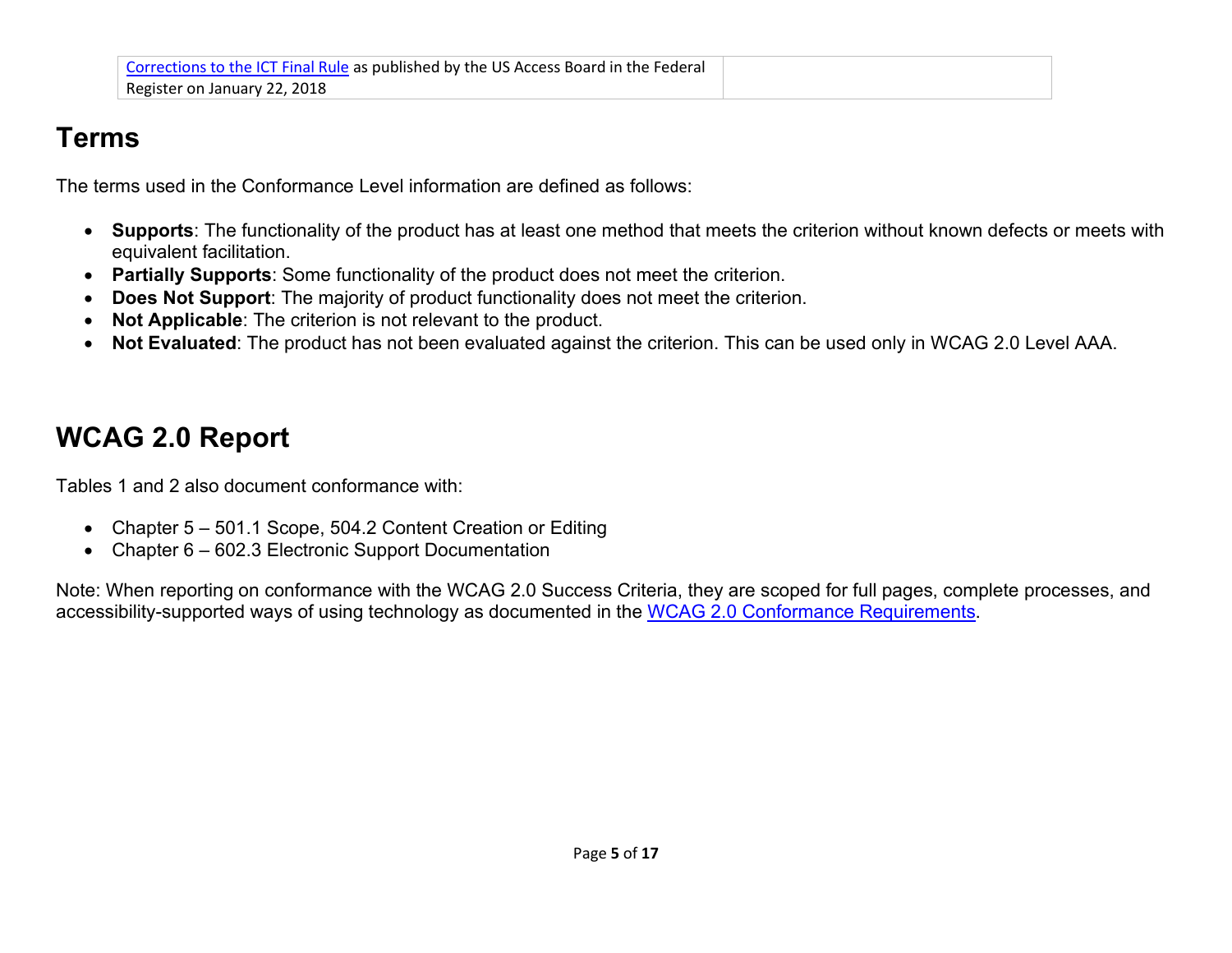| Corrections to the ICT Final Rule as published by the US Access Board in the Federal Register on January 22, 2018 | |
|---|---|

## Terms

The terms used in the Conformance Level information are defined as follows:

- **Supports**: The functionality of the product has at least one method that meets the criterion without known defects or meets with equivalent facilitation.
- **Partially Supports**: Some functionality of the product does not meet the criterion.
- **Does Not Support**: The majority of product functionality does not meet the criterion.
- **Not Applicable**: The criterion is not relevant to the product.
- **Not Evaluated**: The product has not been evaluated against the criterion. This can be used only in WCAG 2.0 Level AAA.

## WCAG 2.0 Report

Tables 1 and 2 also document conformance with:

- Chapter 5 – 501.1 Scope, 504.2 Content Creation or Editing
- Chapter 6 – 602.3 Electronic Support Documentation

Note: When reporting on conformance with the WCAG 2.0 Success Criteria, they are scoped for full pages, complete processes, and accessibility-supported ways of using technology as documented in the WCAG 2.0 Conformance Requirements.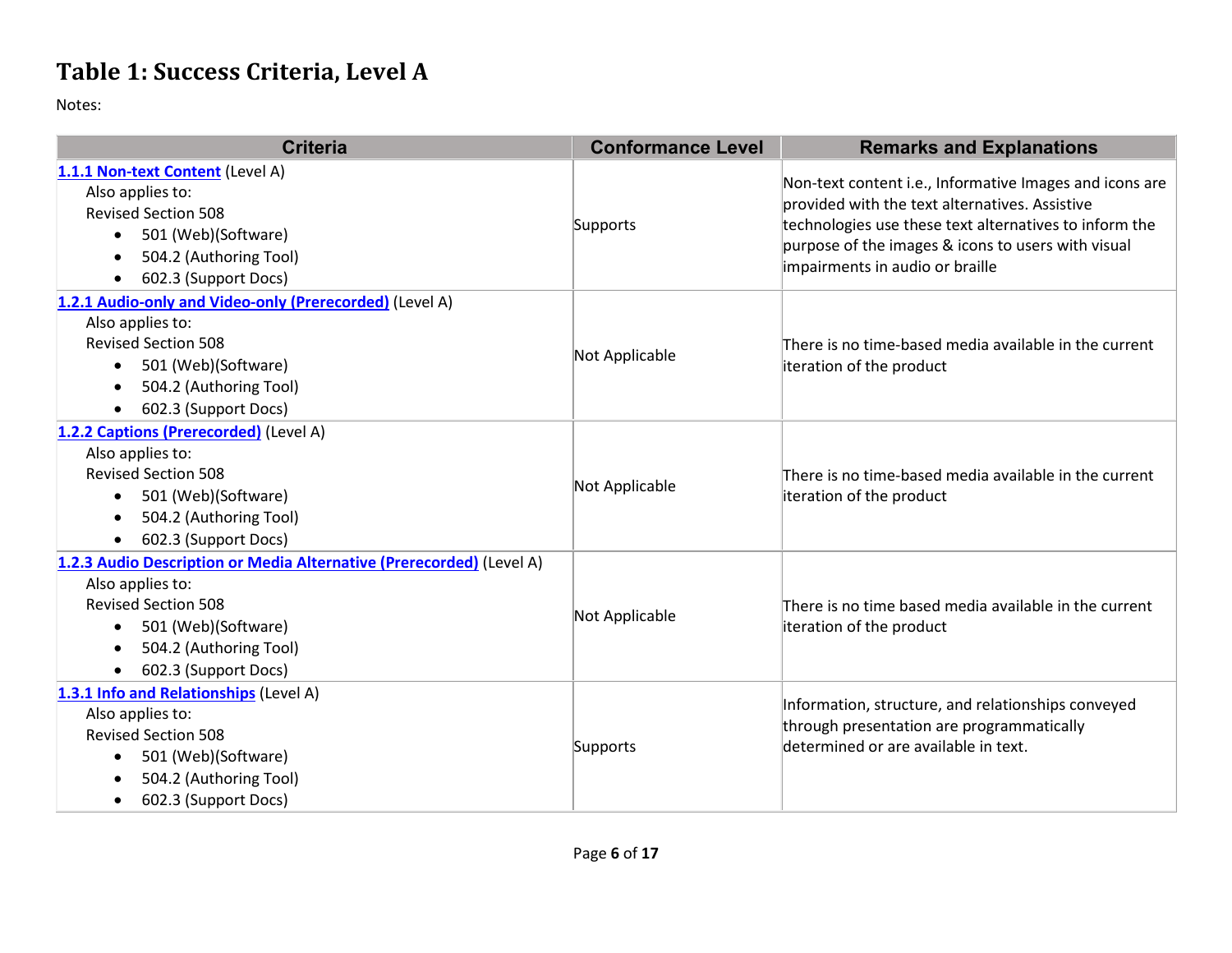# Table 1: Success Criteria, Level A

Notes:

| Criteria | Conformance Level | Remarks and Explanations |
|---|---|---|
| **1.1.1 Non-text Content** (Level A)<br>Also applies to:<br>Revised Section 508<br>• 501 (Web)(Software)<br>• 504.2 (Authoring Tool)<br>• 602.3 (Support Docs) | Supports | Non-text content i.e., Informative Images and icons are provided with the text alternatives. Assistive technologies use these text alternatives to inform the purpose of the images & icons to users with visual impairments in audio or braille |
| **1.2.1 Audio-only and Video-only (Prerecorded)** (Level A)<br>Also applies to:<br>Revised Section 508<br>• 501 (Web)(Software)<br>• 504.2 (Authoring Tool)<br>• 602.3 (Support Docs) | Not Applicable | There is no time-based media available in the current iteration of the product |
| **1.2.2 Captions (Prerecorded)** (Level A)<br>Also applies to:<br>Revised Section 508<br>• 501 (Web)(Software)<br>• 504.2 (Authoring Tool)<br>• 602.3 (Support Docs) | Not Applicable | There is no time-based media available in the current iteration of the product |
| **1.2.3 Audio Description or Media Alternative (Prerecorded)** (Level A)<br>Also applies to:<br>Revised Section 508<br>• 501 (Web)(Software)<br>• 504.2 (Authoring Tool)<br>• 602.3 (Support Docs) | Not Applicable | There is no time based media available in the current iteration of the product |
| **1.3.1 Info and Relationships** (Level A)<br>Also applies to:<br>Revised Section 508<br>• 501 (Web)(Software)<br>• 504.2 (Authoring Tool)<br>• 602.3 (Support Docs) | Supports | Information, structure, and relationships conveyed through presentation are programmatically determined or are available in text. |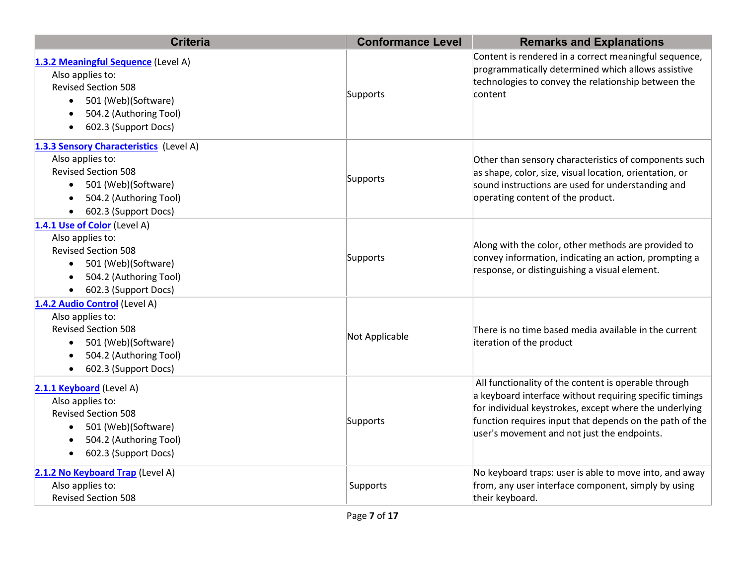| Criteria | Conformance Level | Remarks and Explanations |
|---|---|---|
| **1.3.2 Meaningful Sequence** (Level A)<br>Also applies to:<br>Revised Section 508<br>• 501 (Web)(Software)<br>• 504.2 (Authoring Tool)<br>• 602.3 (Support Docs) | Supports | Content is rendered in a correct meaningful sequence, programmatically determined which allows assistive technologies to convey the relationship between the content |
| **1.3.3 Sensory Characteristics** (Level A)<br>Also applies to:<br>Revised Section 508<br>• 501 (Web)(Software)<br>• 504.2 (Authoring Tool)<br>• 602.3 (Support Docs) | Supports | Other than sensory characteristics of components such as shape, color, size, visual location, orientation, or sound instructions are used for understanding and operating content of the product. |
| **1.4.1 Use of Color** (Level A)<br>Also applies to:<br>Revised Section 508<br>• 501 (Web)(Software)<br>• 504.2 (Authoring Tool)<br>• 602.3 (Support Docs) | Supports | Along with the color, other methods are provided to convey information, indicating an action, prompting a response, or distinguishing a visual element. |
| **1.4.2 Audio Control** (Level A)<br>Also applies to:<br>Revised Section 508<br>• 501 (Web)(Software)<br>• 504.2 (Authoring Tool)<br>• 602.3 (Support Docs) | Not Applicable | There is no time based media available in the current iteration of the product |
| **2.1.1 Keyboard** (Level A)<br>Also applies to:<br>Revised Section 508<br>• 501 (Web)(Software)<br>• 504.2 (Authoring Tool)<br>• 602.3 (Support Docs) | Supports | All functionality of the content is operable through a keyboard interface without requiring specific timings for individual keystrokes, except where the underlying function requires input that depends on the path of the user's movement and not just the endpoints. |
| **2.1.2 No Keyboard Trap** (Level A)<br>Also applies to:<br>Revised Section 508 | Supports | No keyboard traps: user is able to move into, and away from, any user interface component, simply by using their keyboard. |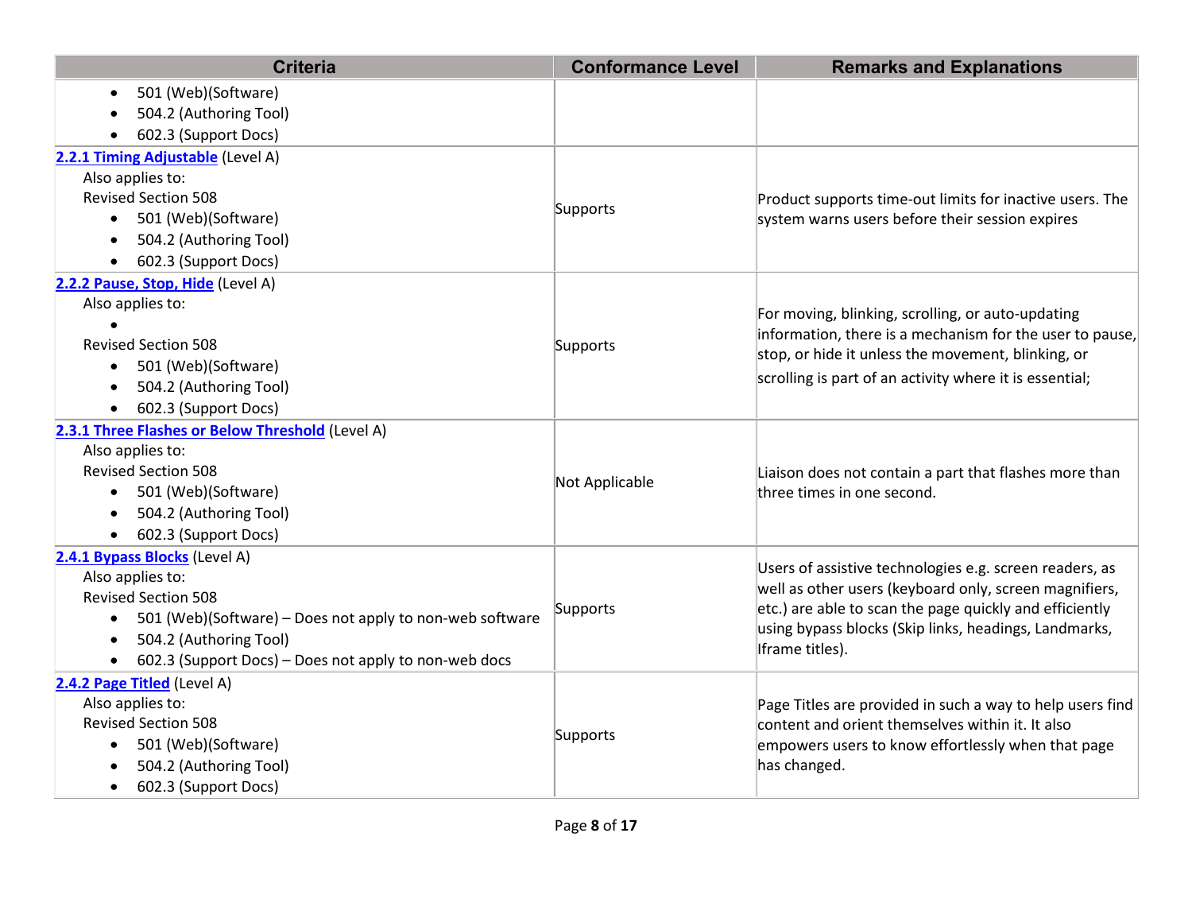| Criteria | Conformance Level | Remarks and Explanations |
| --- | --- | --- |
| • 501 (Web)(Software)<br>• 504.2 (Authoring Tool)<br>• 602.3 (Support Docs) | | |
| **2.2.1 Timing Adjustable** (Level A)<br>Also applies to:<br>Revised Section 508<br>• 501 (Web)(Software)<br>• 504.2 (Authoring Tool)<br>• 602.3 (Support Docs) | Supports | Product supports time-out limits for inactive users. The system warns users before their session expires |
| **2.2.2 Pause, Stop, Hide** (Level A)<br>Also applies to:<br>•<br>Revised Section 508<br>• 501 (Web)(Software)<br>• 504.2 (Authoring Tool)<br>• 602.3 (Support Docs) | Supports | For moving, blinking, scrolling, or auto-updating information, there is a mechanism for the user to pause, stop, or hide it unless the movement, blinking, or scrolling is part of an activity where it is essential; |
| **2.3.1 Three Flashes or Below Threshold** (Level A)<br>Also applies to:<br>Revised Section 508<br>• 501 (Web)(Software)<br>• 504.2 (Authoring Tool)<br>• 602.3 (Support Docs) | Not Applicable | Liaison does not contain a part that flashes more than three times in one second. |
| **2.4.1 Bypass Blocks** (Level A)<br>Also applies to:<br>Revised Section 508<br>• 501 (Web)(Software) – Does not apply to non-web software<br>• 504.2 (Authoring Tool)<br>• 602.3 (Support Docs) – Does not apply to non-web docs | Supports | Users of assistive technologies e.g. screen readers, as well as other users (keyboard only, screen magnifiers, etc.) are able to scan the page quickly and efficiently using bypass blocks (Skip links, headings, Landmarks, Iframe titles). |
| **2.4.2 Page Titled** (Level A)<br>Also applies to:<br>Revised Section 508<br>• 501 (Web)(Software)<br>• 504.2 (Authoring Tool)<br>• 602.3 (Support Docs) | Supports | Page Titles are provided in such a way to help users find content and orient themselves within it. It also empowers users to know effortlessly when that page has changed. |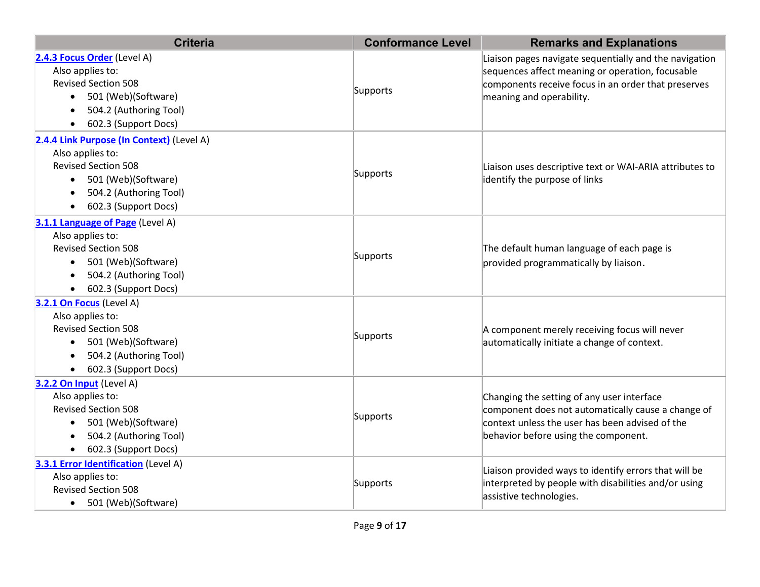| Criteria | Conformance Level | Remarks and Explanations |
|---|---|---|
| **2.4.3 Focus Order** (Level A)<br>Also applies to:<br>Revised Section 508<br>• 501 (Web)(Software)<br>• 504.2 (Authoring Tool)<br>• 602.3 (Support Docs) | Supports | Liaison pages navigate sequentially and the navigation sequences affect meaning or operation, focusable components receive focus in an order that preserves meaning and operability. |
| **2.4.4 Link Purpose (In Context)** (Level A)<br>Also applies to:<br>Revised Section 508<br>• 501 (Web)(Software)<br>• 504.2 (Authoring Tool)<br>• 602.3 (Support Docs) | Supports | Liaison uses descriptive text or WAI-ARIA attributes to identify the purpose of links |
| **3.1.1 Language of Page** (Level A)<br>Also applies to:<br>Revised Section 508<br>• 501 (Web)(Software)<br>• 504.2 (Authoring Tool)<br>• 602.3 (Support Docs) | Supports | The default human language of each page is provided programmatically by liaison. |
| **3.2.1 On Focus** (Level A)<br>Also applies to:<br>Revised Section 508<br>• 501 (Web)(Software)<br>• 504.2 (Authoring Tool)<br>• 602.3 (Support Docs) | Supports | A component merely receiving focus will never automatically initiate a change of context. |
| **3.2.2 On Input** (Level A)<br>Also applies to:<br>Revised Section 508<br>• 501 (Web)(Software)<br>• 504.2 (Authoring Tool)<br>• 602.3 (Support Docs) | Supports | Changing the setting of any user interface component does not automatically cause a change of context unless the user has been advised of the behavior before using the component. |
| **3.3.1 Error Identification** (Level A)<br>Also applies to:<br>Revised Section 508<br>• 501 (Web)(Software) | Supports | Liaison provided ways to identify errors that will be interpreted by people with disabilities and/or using assistive technologies. |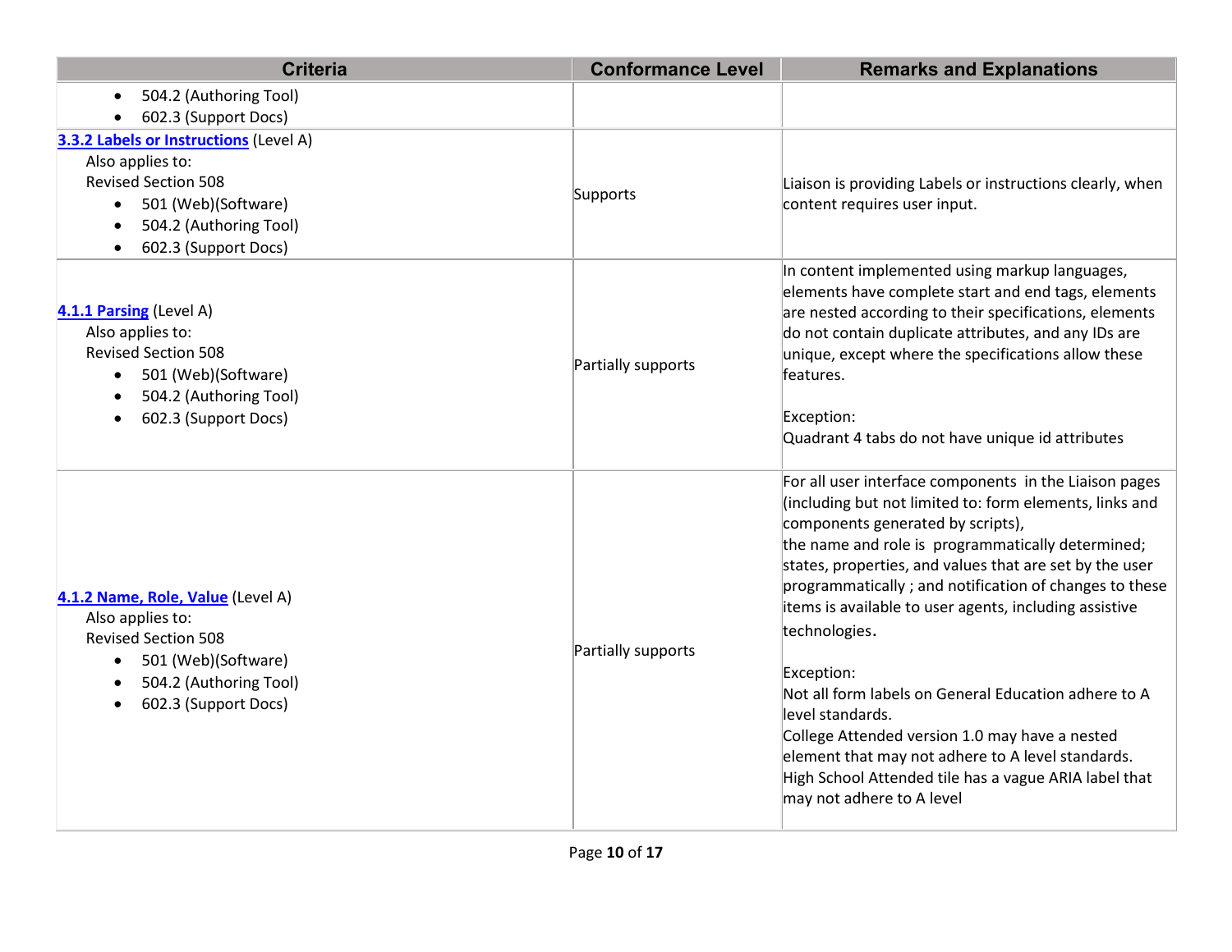| Criteria | Conformance Level | Remarks and Explanations |
| --- | --- | --- |
| • 504.2 (Authoring Tool)<br>• 602.3 (Support Docs) | | |
| **3.3.2 Labels or Instructions** (Level A)<br>Also applies to:<br>Revised Section 508<br>• 501 (Web)(Software)<br>• 504.2 (Authoring Tool)<br>• 602.3 (Support Docs) | Supports | Liaison is providing Labels or instructions clearly, when content requires user input. |
| **4.1.1 Parsing** (Level A)<br>Also applies to:<br>Revised Section 508<br>• 501 (Web)(Software)<br>• 504.2 (Authoring Tool)<br>• 602.3 (Support Docs) | Partially supports | In content implemented using markup languages, elements have complete start and end tags, elements are nested according to their specifications, elements do not contain duplicate attributes, and any IDs are unique, except where the specifications allow these features.<br><br>Exception:<br>Quadrant 4 tabs do not have unique id attributes |
| **4.1.2 Name, Role, Value** (Level A)<br>Also applies to:<br>Revised Section 508<br>• 501 (Web)(Software)<br>• 504.2 (Authoring Tool)<br>• 602.3 (Support Docs) | Partially supports | For all user interface components in the Liaison pages (including but not limited to: form elements, links and components generated by scripts),<br>the name and role is programmatically determined; states, properties, and values that are set by the user programmatically ; and notification of changes to these items is available to user agents, including assistive technologies.<br><br>Exception:<br>Not all form labels on General Education adhere to A level standards.<br>College Attended version 1.0 may have a nested element that may not adhere to A level standards.<br>High School Attended tile has a vague ARIA label that may not adhere to A level |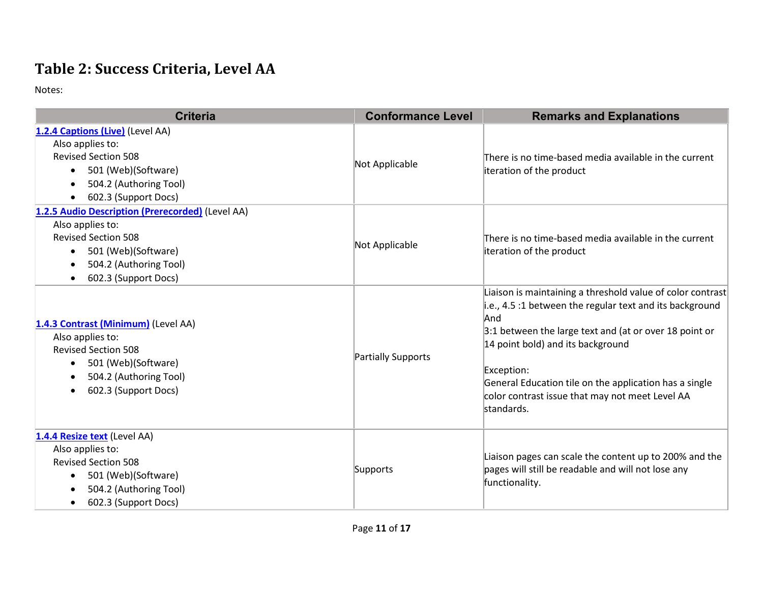## Table 2: Success Criteria, Level AA

Notes:

| Criteria | Conformance Level | Remarks and Explanations |
|---|---|---|
| **1.2.4 Captions (Live)** (Level AA)<br>Also applies to:<br>Revised Section 508<br>• 501 (Web)(Software)<br>• 504.2 (Authoring Tool)<br>• 602.3 (Support Docs) | Not Applicable | There is no time-based media available in the current iteration of the product |
| **1.2.5 Audio Description (Prerecorded)** (Level AA)<br>Also applies to:<br>Revised Section 508<br>• 501 (Web)(Software)<br>• 504.2 (Authoring Tool)<br>• 602.3 (Support Docs) | Not Applicable | There is no time-based media available in the current iteration of the product |
| **1.4.3 Contrast (Minimum)** (Level AA)<br>Also applies to:<br>Revised Section 508<br>• 501 (Web)(Software)<br>• 504.2 (Authoring Tool)<br>• 602.3 (Support Docs) | Partially Supports | Liaison is maintaining a threshold value of color contrast i.e., 4.5 :1 between the regular text and its background<br>And<br>3:1 between the large text and (at or over 18 point or 14 point bold) and its background<br><br>Exception:<br>General Education tile on the application has a single color contrast issue that may not meet Level AA standards. |
| **1.4.4 Resize text** (Level AA)<br>Also applies to:<br>Revised Section 508<br>• 501 (Web)(Software)<br>• 504.2 (Authoring Tool)<br>• 602.3 (Support Docs) | Supports | Liaison pages can scale the content up to 200% and the pages will still be readable and will not lose any functionality. |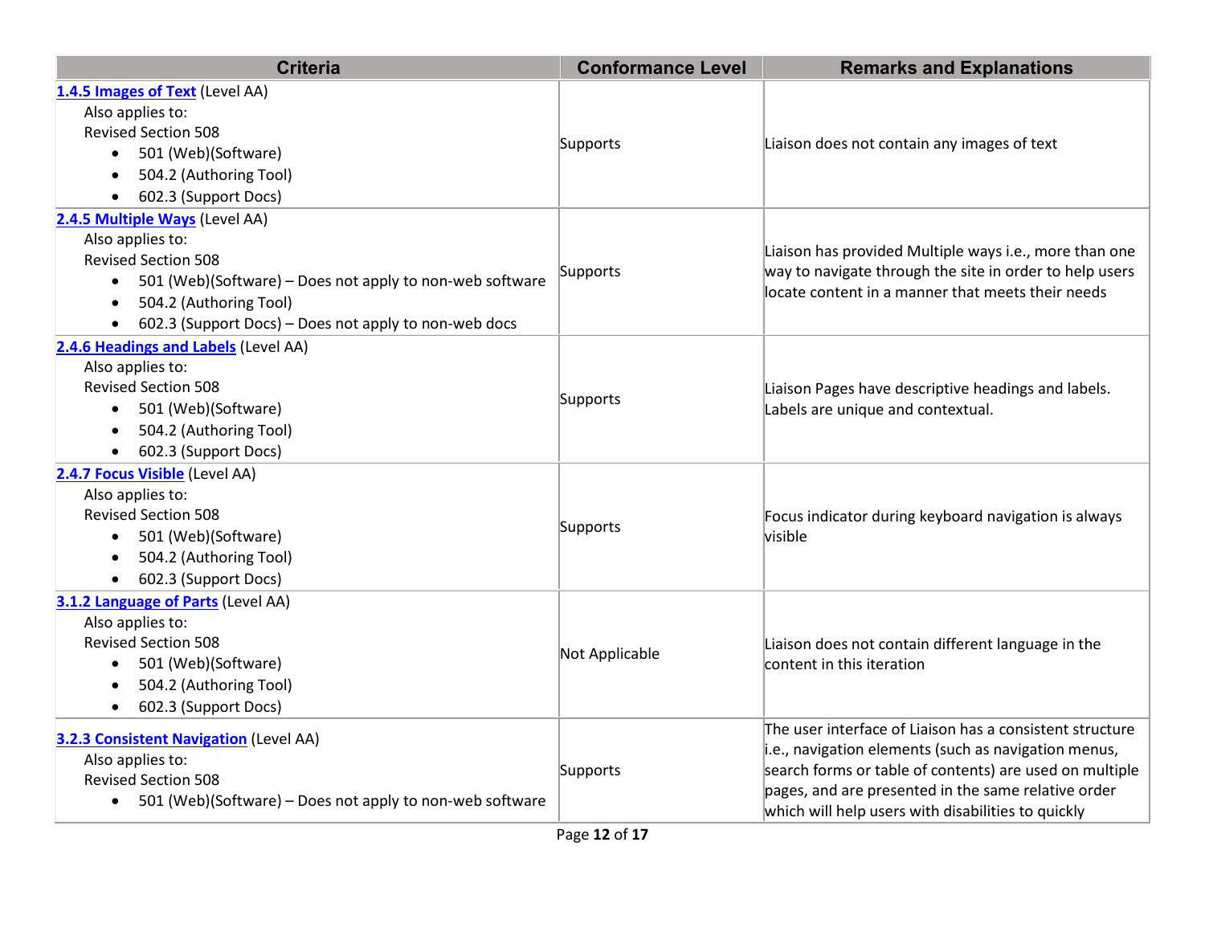| Criteria | Conformance Level | Remarks and Explanations |
| --- | --- | --- |
| **[1.4.5 Images of Text](#)** (Level AA)<br>Also applies to:<br>Revised Section 508<br>• 501 (Web)(Software)<br>• 504.2 (Authoring Tool)<br>• 602.3 (Support Docs) | Supports | Liaison does not contain any images of text |
| **[2.4.5 Multiple Ways](#)** (Level AA)<br>Also applies to:<br>Revised Section 508<br>• 501 (Web)(Software) – Does not apply to non-web software<br>• 504.2 (Authoring Tool)<br>• 602.3 (Support Docs) – Does not apply to non-web docs | Supports | Liaison has provided Multiple ways i.e., more than one way to navigate through the site in order to help users locate content in a manner that meets their needs |
| **[2.4.6 Headings and Labels](#)** (Level AA)<br>Also applies to:<br>Revised Section 508<br>• 501 (Web)(Software)<br>• 504.2 (Authoring Tool)<br>• 602.3 (Support Docs) | Supports | Liaison Pages have descriptive headings and labels. Labels are unique and contextual. |
| **[2.4.7 Focus Visible](#)** (Level AA)<br>Also applies to:<br>Revised Section 508<br>• 501 (Web)(Software)<br>• 504.2 (Authoring Tool)<br>• 602.3 (Support Docs) | Supports | Focus indicator during keyboard navigation is always visible |
| **[3.1.2 Language of Parts](#)** (Level AA)<br>Also applies to:<br>Revised Section 508<br>• 501 (Web)(Software)<br>• 504.2 (Authoring Tool)<br>• 602.3 (Support Docs) | Not Applicable | Liaison does not contain different language in the content in this iteration |
| **[3.2.3 Consistent Navigation](#)** (Level AA)<br>Also applies to:<br>Revised Section 508<br>• 501 (Web)(Software) – Does not apply to non-web software | Supports | The user interface of Liaison has a consistent structure i.e., navigation elements (such as navigation menus, search forms or table of contents) are used on multiple pages, and are presented in the same relative order which will help users with disabilities to quickly |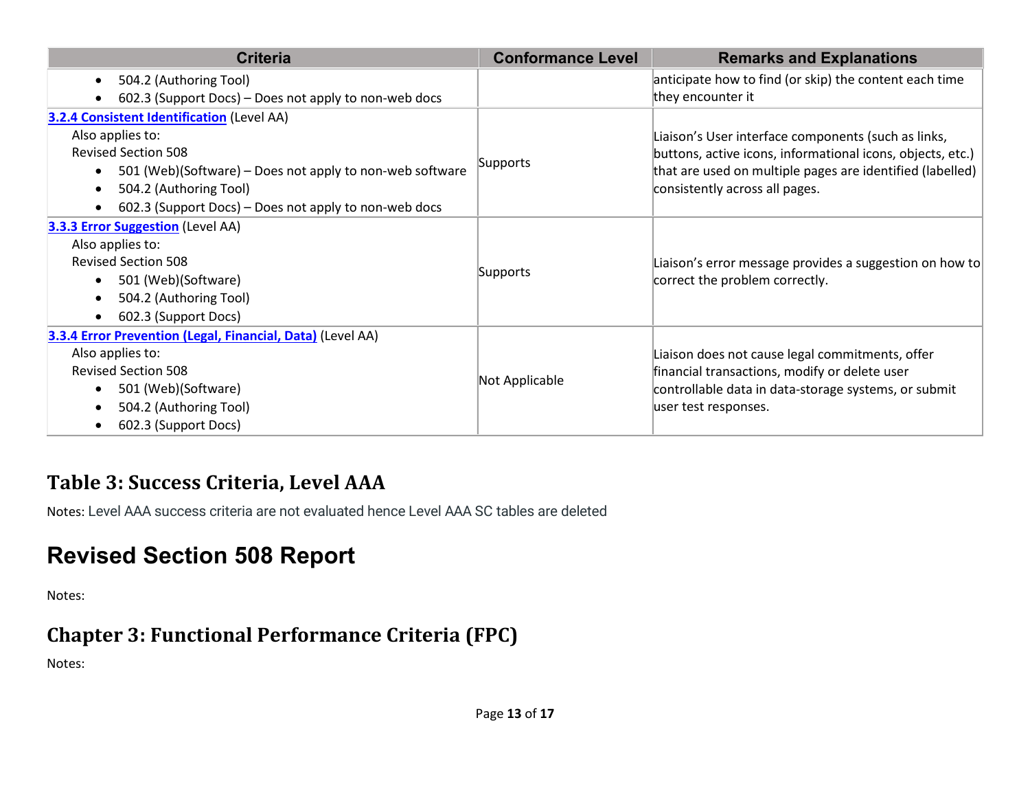| Criteria | Conformance Level | Remarks and Explanations |
| --- | --- | --- |
| • 504.2 (Authoring Tool)<br>• 602.3 (Support Docs) – Does not apply to non-web docs | | anticipate how to find (or skip) the content each time they encounter it |
| **3.2.4 Consistent Identification** (Level AA)<br>Also applies to:<br>Revised Section 508<br>• 501 (Web)(Software) – Does not apply to non-web software<br>• 504.2 (Authoring Tool)<br>• 602.3 (Support Docs) – Does not apply to non-web docs | Supports | Liaison's User interface components (such as links, buttons, active icons, informational icons, objects, etc.) that are used on multiple pages are identified (labelled) consistently across all pages. |
| **3.3.3 Error Suggestion** (Level AA)<br>Also applies to:<br>Revised Section 508<br>• 501 (Web)(Software)<br>• 504.2 (Authoring Tool)<br>• 602.3 (Support Docs) | Supports | Liaison's error message provides a suggestion on how to correct the problem correctly. |
| **3.3.4 Error Prevention (Legal, Financial, Data)** (Level AA)<br>Also applies to:<br>Revised Section 508<br>• 501 (Web)(Software)<br>• 504.2 (Authoring Tool)<br>• 602.3 (Support Docs) | Not Applicable | Liaison does not cause legal commitments, offer financial transactions, modify or delete user controllable data in data-storage systems, or submit user test responses. |

## Table 3: Success Criteria, Level AAA

Notes: Level AAA success criteria are not evaluated hence Level AAA SC tables are deleted

# Revised Section 508 Report

Notes:

## Chapter 3: Functional Performance Criteria (FPC)

Notes: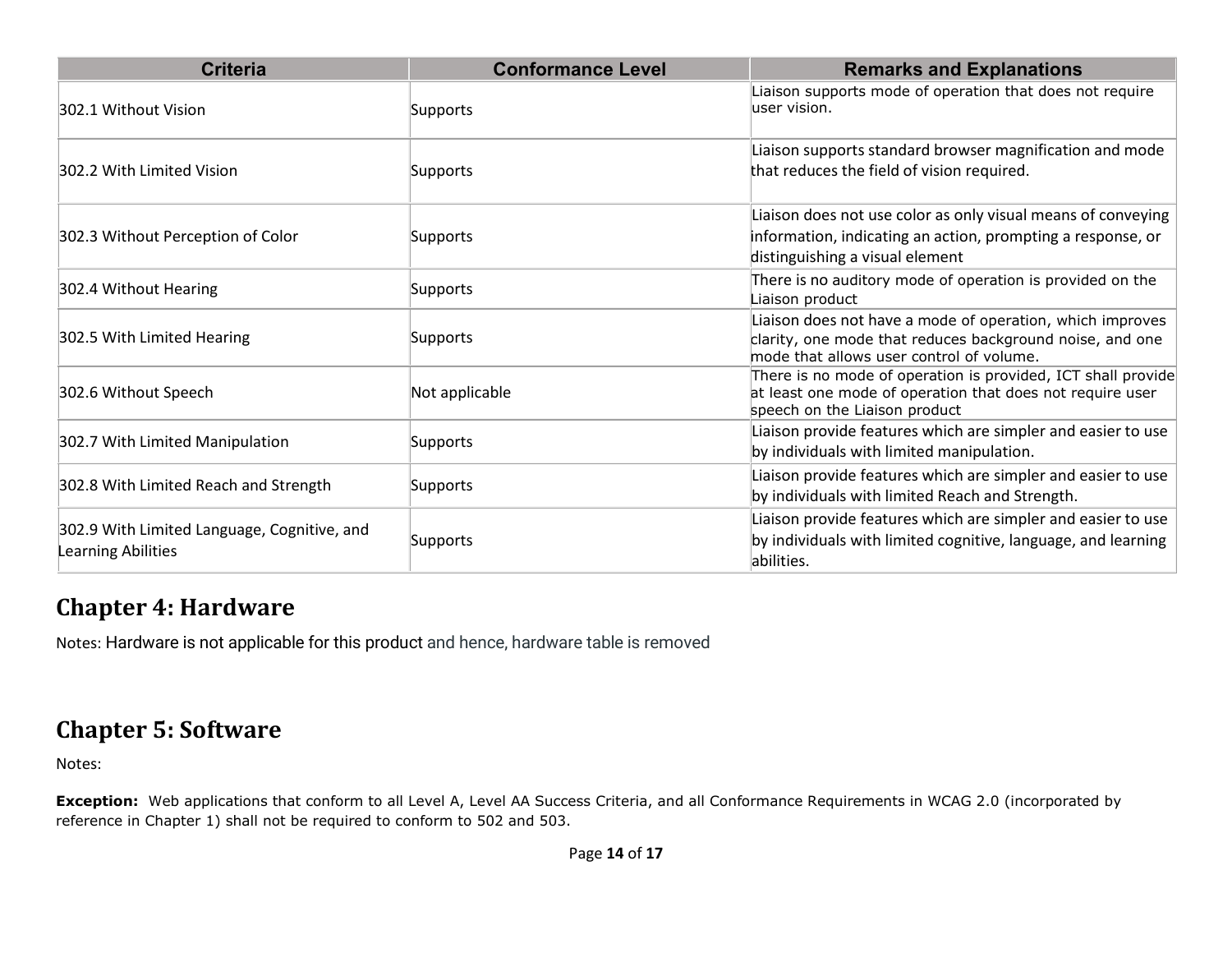| Criteria | Conformance Level | Remarks and Explanations |
| --- | --- | --- |
| 302.1 Without Vision | Supports | Liaison supports mode of operation that does not require user vision. |
| 302.2 With Limited Vision | Supports | Liaison supports standard browser magnification and mode that reduces the field of vision required. |
| 302.3 Without Perception of Color | Supports | Liaison does not use color as only visual means of conveying information, indicating an action, prompting a response, or distinguishing a visual element |
| 302.4 Without Hearing | Supports | There is no auditory mode of operation is provided on the Liaison product |
| 302.5 With Limited Hearing | Supports | Liaison does not have a mode of operation, which improves clarity, one mode that reduces background noise, and one mode that allows user control of volume. |
| 302.6 Without Speech | Not applicable | There is no mode of operation is provided, ICT shall provide at least one mode of operation that does not require user speech on the Liaison product |
| 302.7 With Limited Manipulation | Supports | Liaison provide features which are simpler and easier to use by individuals with limited manipulation. |
| 302.8 With Limited Reach and Strength | Supports | Liaison provide features which are simpler and easier to use by individuals with limited Reach and Strength. |
| 302.9 With Limited Language, Cognitive, and Learning Abilities | Supports | Liaison provide features which are simpler and easier to use by individuals with limited cognitive, language, and learning abilities. |

## Chapter 4: Hardware

Notes: Hardware is not applicable for this product and hence, hardware table is removed

## Chapter 5: Software

Notes:

**Exception:** Web applications that conform to all Level A, Level AA Success Criteria, and all Conformance Requirements in WCAG 2.0 (incorporated by reference in Chapter 1) shall not be required to conform to 502 and 503.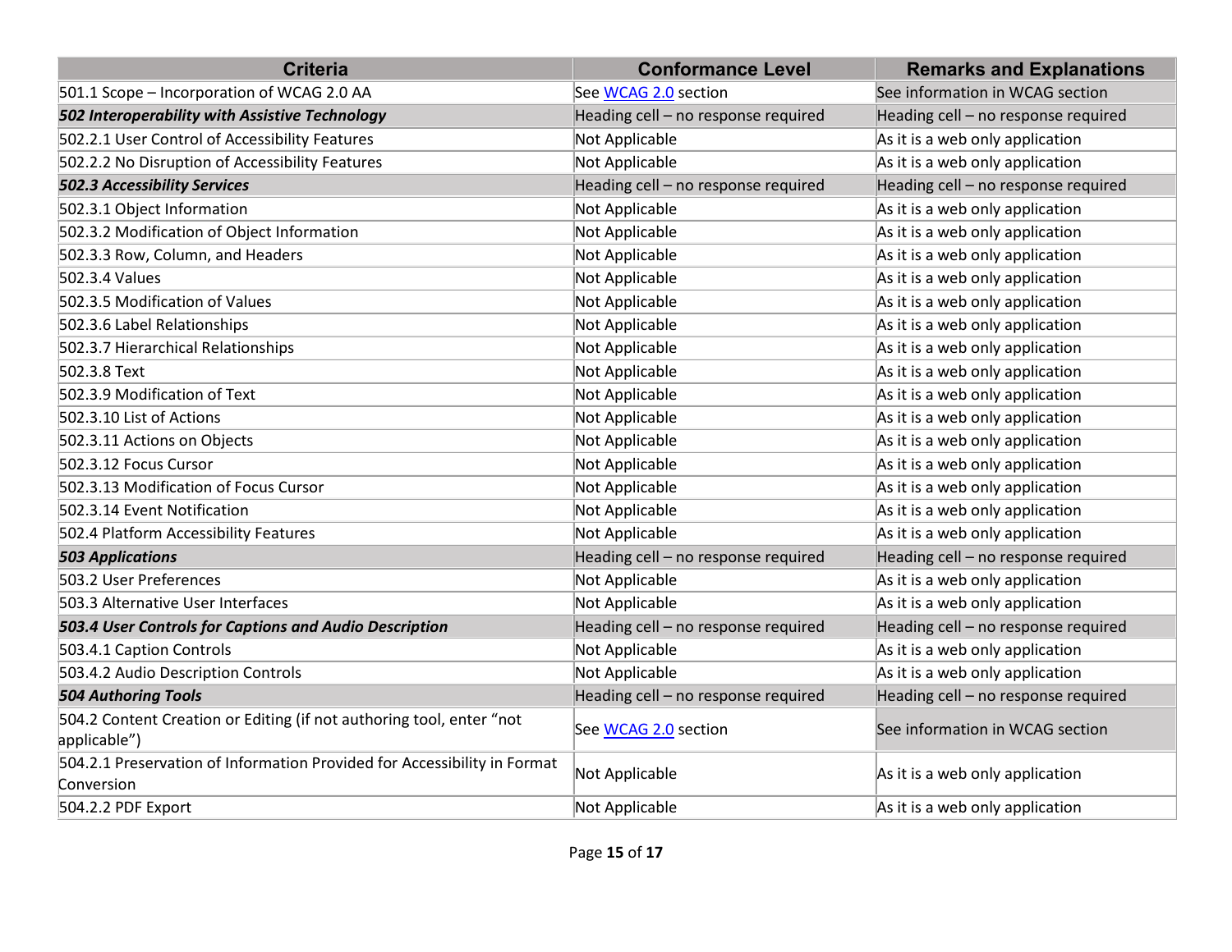| Criteria | Conformance Level | Remarks and Explanations |
|---|---|---|
| 501.1 Scope – Incorporation of WCAG 2.0 AA | See [WCAG 2.0](#) section | See information in WCAG section |
| ***502 Interoperability with Assistive Technology*** | Heading cell – no response required | Heading cell – no response required |
| 502.2.1 User Control of Accessibility Features | Not Applicable | As it is a web only application |
| 502.2.2 No Disruption of Accessibility Features | Not Applicable | As it is a web only application |
| ***502.3 Accessibility Services*** | Heading cell – no response required | Heading cell – no response required |
| 502.3.1 Object Information | Not Applicable | As it is a web only application |
| 502.3.2 Modification of Object Information | Not Applicable | As it is a web only application |
| 502.3.3 Row, Column, and Headers | Not Applicable | As it is a web only application |
| 502.3.4 Values | Not Applicable | As it is a web only application |
| 502.3.5 Modification of Values | Not Applicable | As it is a web only application |
| 502.3.6 Label Relationships | Not Applicable | As it is a web only application |
| 502.3.7 Hierarchical Relationships | Not Applicable | As it is a web only application |
| 502.3.8 Text | Not Applicable | As it is a web only application |
| 502.3.9 Modification of Text | Not Applicable | As it is a web only application |
| 502.3.10 List of Actions | Not Applicable | As it is a web only application |
| 502.3.11 Actions on Objects | Not Applicable | As it is a web only application |
| 502.3.12 Focus Cursor | Not Applicable | As it is a web only application |
| 502.3.13 Modification of Focus Cursor | Not Applicable | As it is a web only application |
| 502.3.14 Event Notification | Not Applicable | As it is a web only application |
| 502.4 Platform Accessibility Features | Not Applicable | As it is a web only application |
| ***503 Applications*** | Heading cell – no response required | Heading cell – no response required |
| 503.2 User Preferences | Not Applicable | As it is a web only application |
| 503.3 Alternative User Interfaces | Not Applicable | As it is a web only application |
| ***503.4 User Controls for Captions and Audio Description*** | Heading cell – no response required | Heading cell – no response required |
| 503.4.1 Caption Controls | Not Applicable | As it is a web only application |
| 503.4.2 Audio Description Controls | Not Applicable | As it is a web only application |
| ***504 Authoring Tools*** | Heading cell – no response required | Heading cell – no response required |
| 504.2 Content Creation or Editing (if not authoring tool, enter "not applicable") | See [WCAG 2.0](#) section | See information in WCAG section |
| 504.2.1 Preservation of Information Provided for Accessibility in Format Conversion | Not Applicable | As it is a web only application |
| 504.2.2 PDF Export | Not Applicable | As it is a web only application |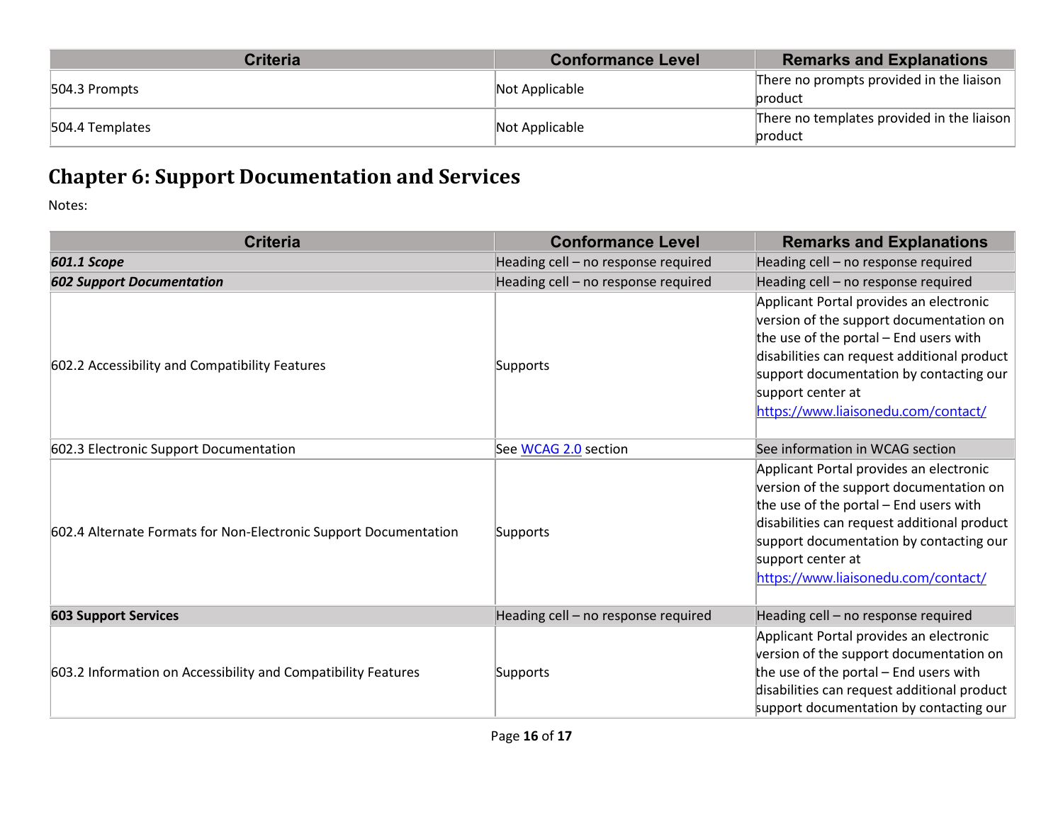| Criteria | Conformance Level | Remarks and Explanations |
|---|---|---|
| 504.3 Prompts | Not Applicable | There no prompts provided in the liaison product |
| 504.4 Templates | Not Applicable | There no templates provided in the liaison product |

## Chapter 6: Support Documentation and Services

Notes:

| Criteria | Conformance Level | Remarks and Explanations |
|---|---|---|
| ***601.1 Scope*** | Heading cell – no response required | Heading cell – no response required |
| ***602 Support Documentation*** | Heading cell – no response required | Heading cell – no response required |
| 602.2 Accessibility and Compatibility Features | Supports | Applicant Portal provides an electronic version of the support documentation on the use of the portal – End users with disabilities can request additional product support documentation by contacting our support center at [https://www.liaisonedu.com/contact/](https://www.liaisonedu.com/contact/) |
| 602.3 Electronic Support Documentation | See [WCAG 2.0](#) section | See information in WCAG section |
| 602.4 Alternate Formats for Non-Electronic Support Documentation | Supports | Applicant Portal provides an electronic version of the support documentation on the use of the portal – End users with disabilities can request additional product support documentation by contacting our support center at [https://www.liaisonedu.com/contact/](https://www.liaisonedu.com/contact/) |
| **603 Support Services** | Heading cell – no response required | Heading cell – no response required |
| 603.2 Information on Accessibility and Compatibility Features | Supports | Applicant Portal provides an electronic version of the support documentation on the use of the portal – End users with disabilities can request additional product support documentation by contacting our |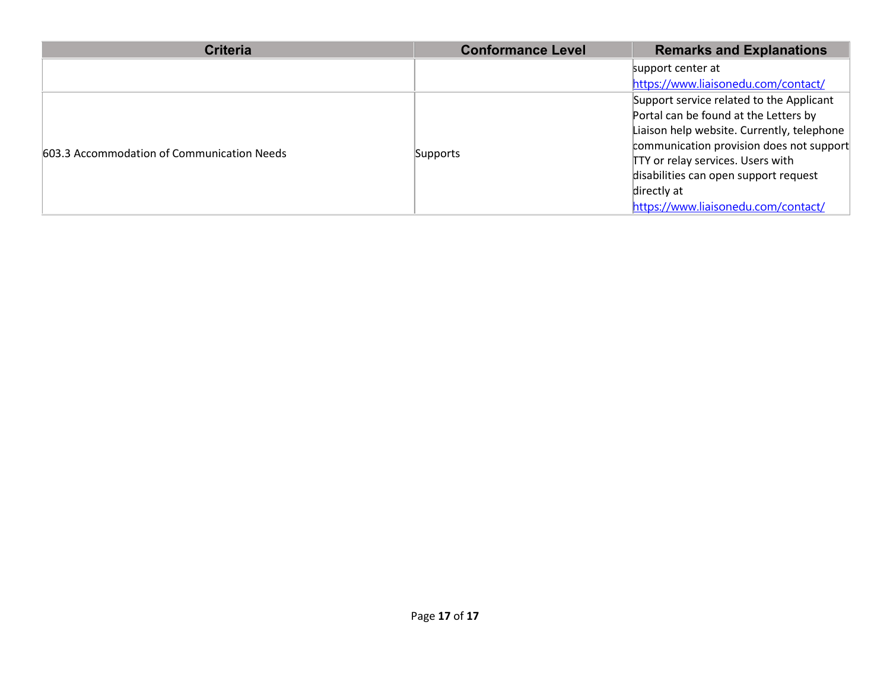| Criteria | Conformance Level | Remarks and Explanations |
|---|---|---|
| | | support center at https://www.liaisonedu.com/contact/ |
| 603.3 Accommodation of Communication Needs | Supports | Support service related to the Applicant Portal can be found at the Letters by Liaison help website. Currently, telephone communication provision does not support TTY or relay services. Users with disabilities can open support request directly at https://www.liaisonedu.com/contact/ |